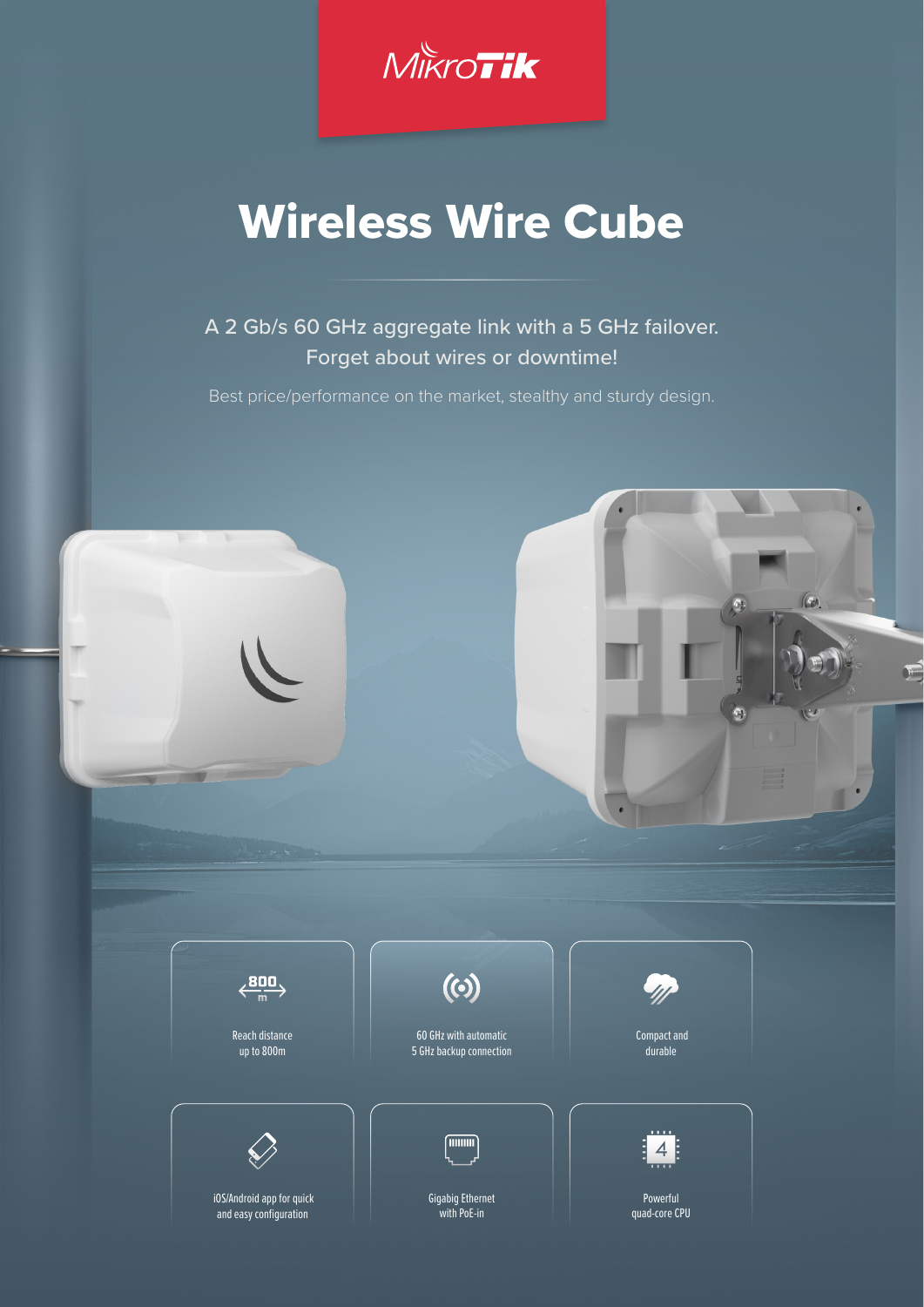MikroTik

# Wireless Wire Cube

A 2 Gb/s 60 GHz aggregate link with a 5 GHz failover.
Forget about wires or downtime!

Best price/performance on the market, stealthy and sturdy design.

- Reach distance up to 800m
- 60 GHz with automatic 5 GHz backup connection
- Compact and durable
- iOS/Android app for quick and easy configuration
- Gigabig Ethernet with PoE-in
- Powerful quad-core CPU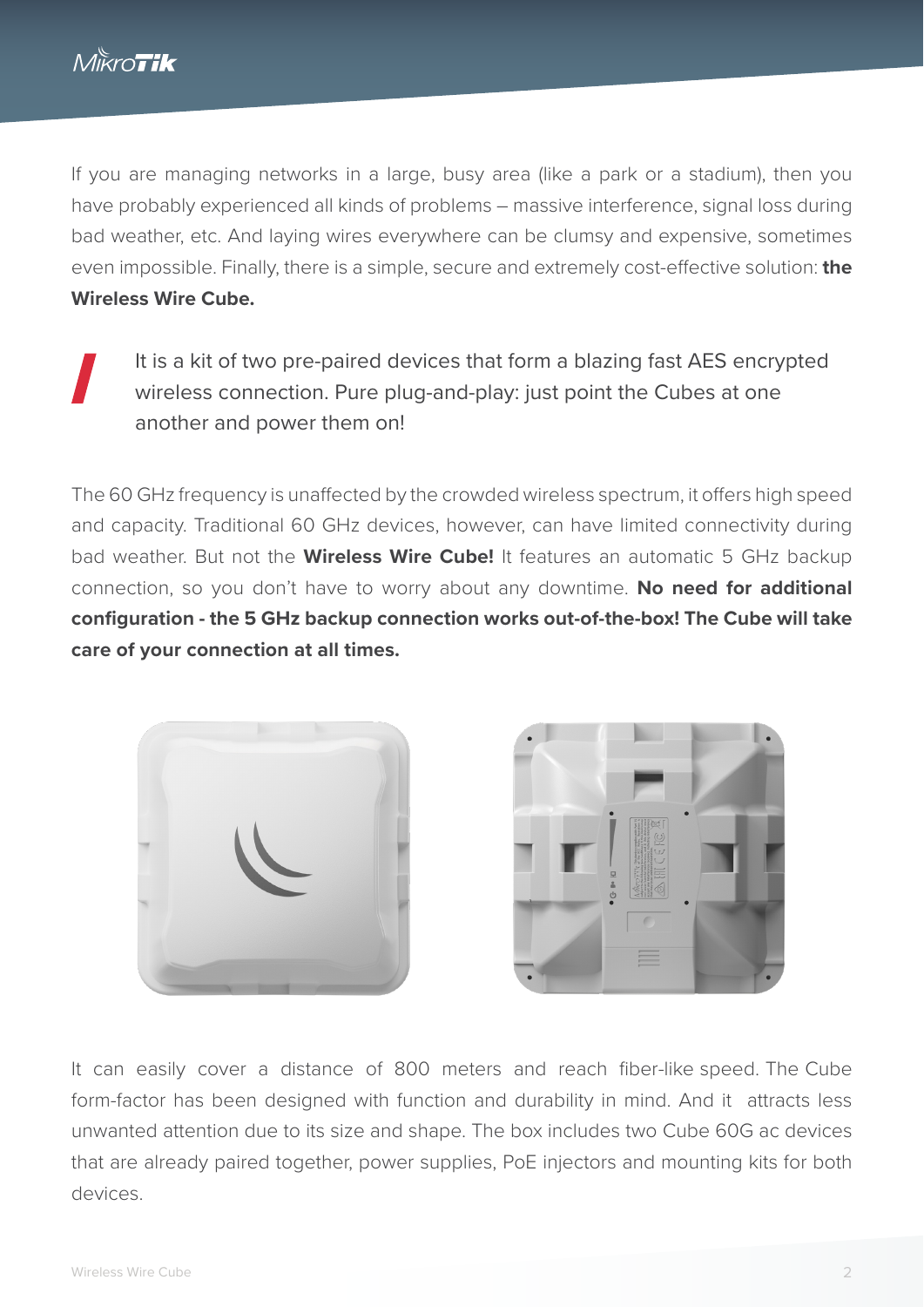If you are managing networks in a large, busy area (like a park or a stadium), then you have probably experienced all kinds of problems – massive interference, signal loss during bad weather, etc. And laying wires everywhere can be clumsy and expensive, sometimes even impossible. Finally, there is a simple, secure and extremely cost-effective solution: **the Wireless Wire Cube.**

> It is a kit of two pre-paired devices that form a blazing fast AES encrypted wireless connection. Pure plug-and-play: just point the Cubes at one another and power them on!

The 60 GHz frequency is unaffected by the crowded wireless spectrum, it offers high speed and capacity. Traditional 60 GHz devices, however, can have limited connectivity during bad weather. But not the **Wireless Wire Cube!** It features an automatic 5 GHz backup connection, so you don't have to worry about any downtime. **No need for additional configuration - the 5 GHz backup connection works out-of-the-box! The Cube will take care of your connection at all times.**

It can easily cover a distance of 800 meters and reach fiber-like speed. The Cube form-factor has been designed with function and durability in mind. And it attracts less unwanted attention due to its size and shape. The box includes two Cube 60G ac devices that are already paired together, power supplies, PoE injectors and mounting kits for both devices.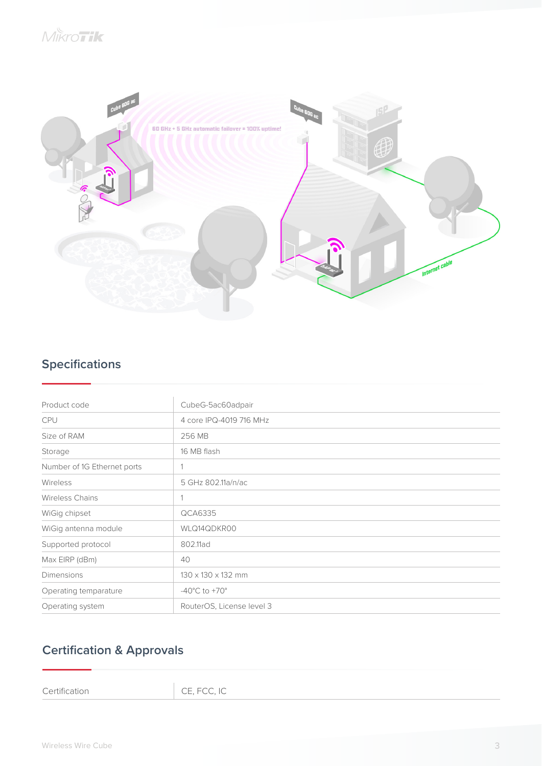## Specifications

| | |
|---|---|
| Product code | CubeG-5ac60adpair |
| CPU | 4 core IPQ-4019 716 MHz |
| Size of RAM | 256 MB |
| Storage | 16 MB flash |
| Number of 1G Ethernet ports | 1 |
| Wireless | 5 GHz 802.11a/n/ac |
| Wireless Chains | 1 |
| WiGig chipset | QCA6335 |
| WiGig antenna module | WLQ14QDKR00 |
| Supported protocol | 802.11ad |
| Max EIRP (dBm) | 40 |
| Dimensions | 130 x 130 x 132 mm |
| Operating temparature | -40°C to +70° |
| Operating system | RouterOS, License level 3 |

## Certification & Approvals

| | |
|---|---|
| Certification | CE, FCC, IC |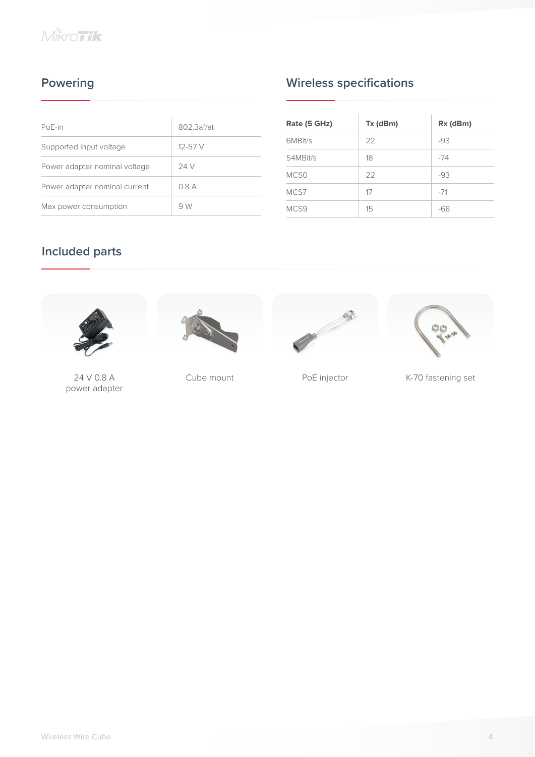## Powering

| | |
|---|---|
| PoE-in | 802.3af/at |
| Supported input voltage | 12-57 V |
| Power adapter nominal voltage | 24 V |
| Power adapter nominal current | 0.8 A |
| Max power consumption | 9 W |

## Wireless specifications

| Rate (5 GHz) | Tx (dBm) | Rx (dBm) |
|---|---|---|
| 6MBit/s | 22 | -93 |
| 54MBit/s | 18 | -74 |
| MCS0 | 22 | -93 |
| MCS7 | 17 | -71 |
| MCS9 | 15 | -68 |

## Included parts

24 V 0.8 A power adapter

Cube mount

PoE injector

K-70 fastening set